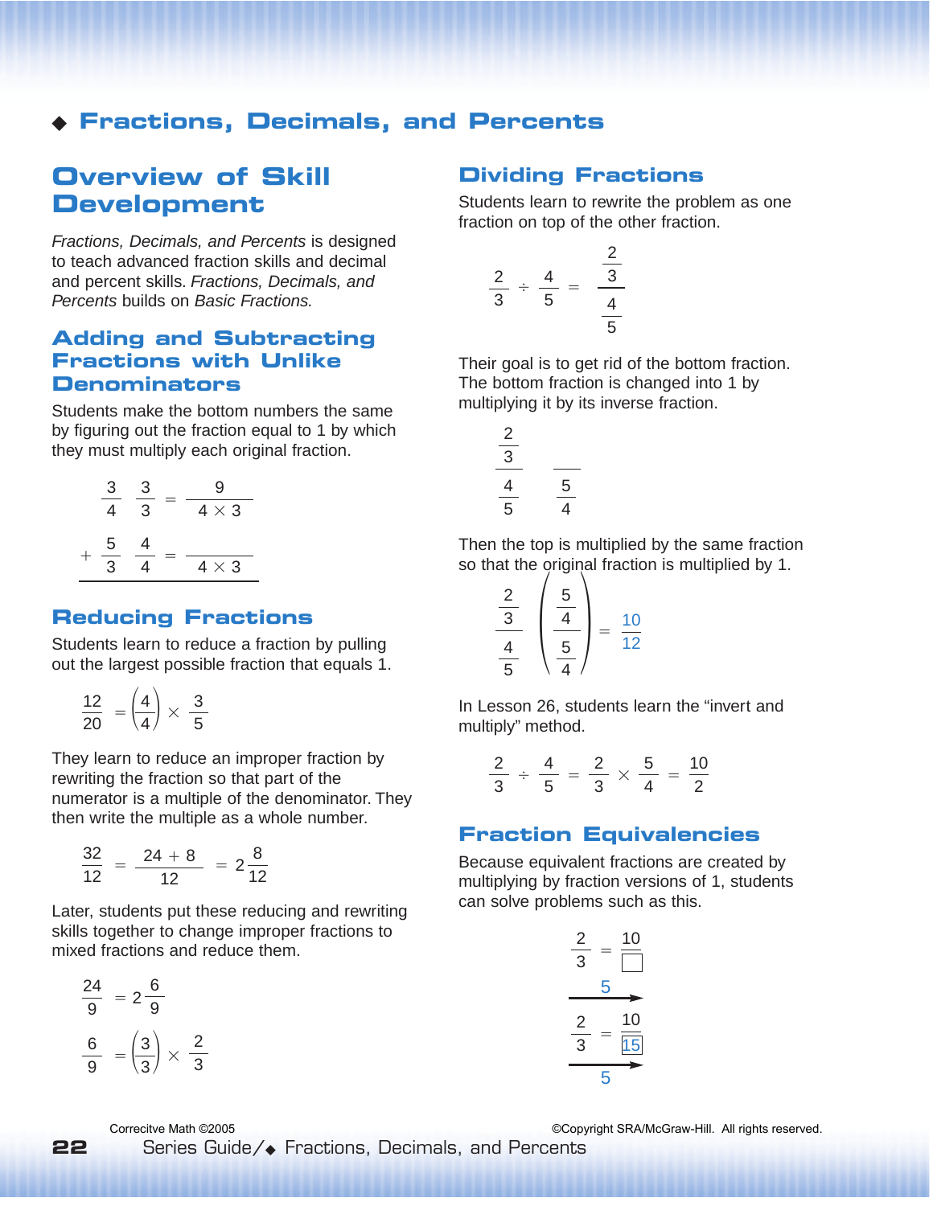# Fractions, Decimals, and Percents

## Overview of Skill Development

*Fractions, Decimals, and Percents* is designed to teach advanced fraction skills and decimal and percent skills. *Fractions, Decimals, and Percents* builds on *Basic Fractions.*

### Adding and Subtracting Fractions with Unlike Denominators

Students make the bottom numbers the same by figuring out the fraction equal to 1 by which they must multiply each original fraction.

$$\frac{3}{4}\ \frac{3}{3} = \frac{9}{4 \times 3}$$

$$+\ \frac{5}{3}\ \frac{4}{4} = \frac{\phantom{9}}{4 \times 3}$$

### Reducing Fractions

Students learn to reduce a fraction by pulling out the largest possible fraction that equals 1.

$$\frac{12}{20} = \left(\frac{4}{4}\right) \times \frac{3}{5}$$

They learn to reduce an improper fraction by rewriting the fraction so that part of the numerator is a multiple of the denominator. They then write the multiple as a whole number.

$$\frac{32}{12} = \frac{24 + 8}{12} = 2\frac{8}{12}$$

Later, students put these reducing and rewriting skills together to change improper fractions to mixed fractions and reduce them.

$$\frac{24}{9} = 2\frac{6}{9}$$

$$\frac{6}{9} = \left(\frac{3}{3}\right) \times \frac{2}{3}$$

### Dividing Fractions

Students learn to rewrite the problem as one fraction on top of the other fraction.

$$\frac{2}{3} \div \frac{4}{5} = \frac{\frac{2}{3}}{\frac{4}{5}}$$

Their goal is to get rid of the bottom fraction. The bottom fraction is changed into 1 by multiplying it by its inverse fraction.

$$\frac{\frac{2}{3}}{\frac{4}{5}} \quad \frac{\phantom{5}}{\frac{5}{4}}$$

Then the top is multiplied by the same fraction so that the original fraction is multiplied by 1.

$$\frac{\frac{2}{3}}{\frac{4}{5}} \left(\frac{\frac{5}{4}}{\frac{5}{4}}\right) = \frac{10}{12}$$

In Lesson 26, students learn the "invert and multiply" method.

$$\frac{2}{3} \div \frac{4}{5} = \frac{2}{3} \times \frac{5}{4} = \frac{10}{2}$$

### Fraction Equivalencies

Because equivalent fractions are created by multiplying by fraction versions of 1, students can solve problems such as this.

$$\frac{2}{3} = \frac{10}{\square} \quad \xrightarrow{5}$$

$$\frac{2}{3} = \frac{10}{\boxed{15}} \quad \xrightarrow{5}$$

Corrective Math ©2005

©Copyright SRA/McGraw-Hill. All rights reserved.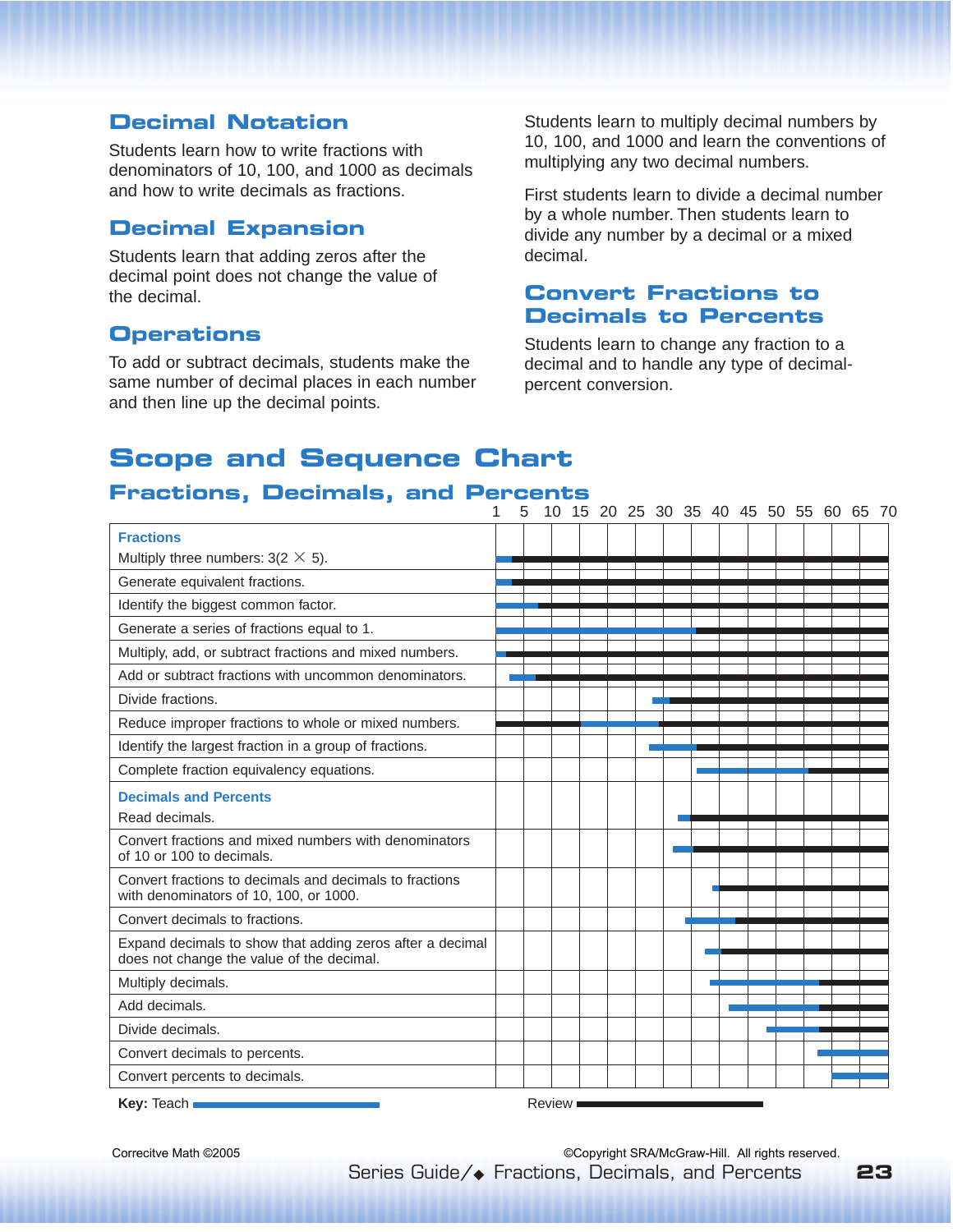## Decimal Notation

Students learn how to write fractions with denominators of 10, 100, and 1000 as decimals and how to write decimals as fractions.

## Decimal Expansion

Students learn that adding zeros after the decimal point does not change the value of the decimal.

## Operations

To add or subtract decimals, students make the same number of decimal places in each number and then line up the decimal points.

Students learn to multiply decimal numbers by 10, 100, and 1000 and learn the conventions of multiplying any two decimal numbers.

First students learn to divide a decimal number by a whole number. Then students learn to divide any number by a decimal or a mixed decimal.

## Convert Fractions to Decimals to Percents

Students learn to change any fraction to a decimal and to handle any type of decimal-percent conversion.

# Scope and Sequence Chart

## Fractions, Decimals, and Percents

1 5 10 15 20 25 30 35 40 45 50 55 60 65 70

**Fractions**

Multiply three numbers: 3(2 × 5).

Generate equivalent fractions.

Identify the biggest common factor.

Generate a series of fractions equal to 1.

Multiply, add, or subtract fractions and mixed numbers.

Add or subtract fractions with uncommon denominators.

Divide fractions.

Reduce improper fractions to whole or mixed numbers.

Identify the largest fraction in a group of fractions.

Complete fraction equivalency equations.

**Decimals and Percents**

Read decimals.

Convert fractions and mixed numbers with denominators of 10 or 100 to decimals.

Convert fractions to decimals and decimals to fractions with denominators of 10, 100, or 1000.

Convert decimals to fractions.

Expand decimals to show that adding zeros after a decimal does not change the value of the decimal.

Multiply decimals.

Add decimals.

Divide decimals.

Convert decimals to percents.

Convert percents to decimals.

**Key:** Teach

Review

Corrective Math ©2005

©Copyright SRA/McGraw-Hill. All rights reserved.